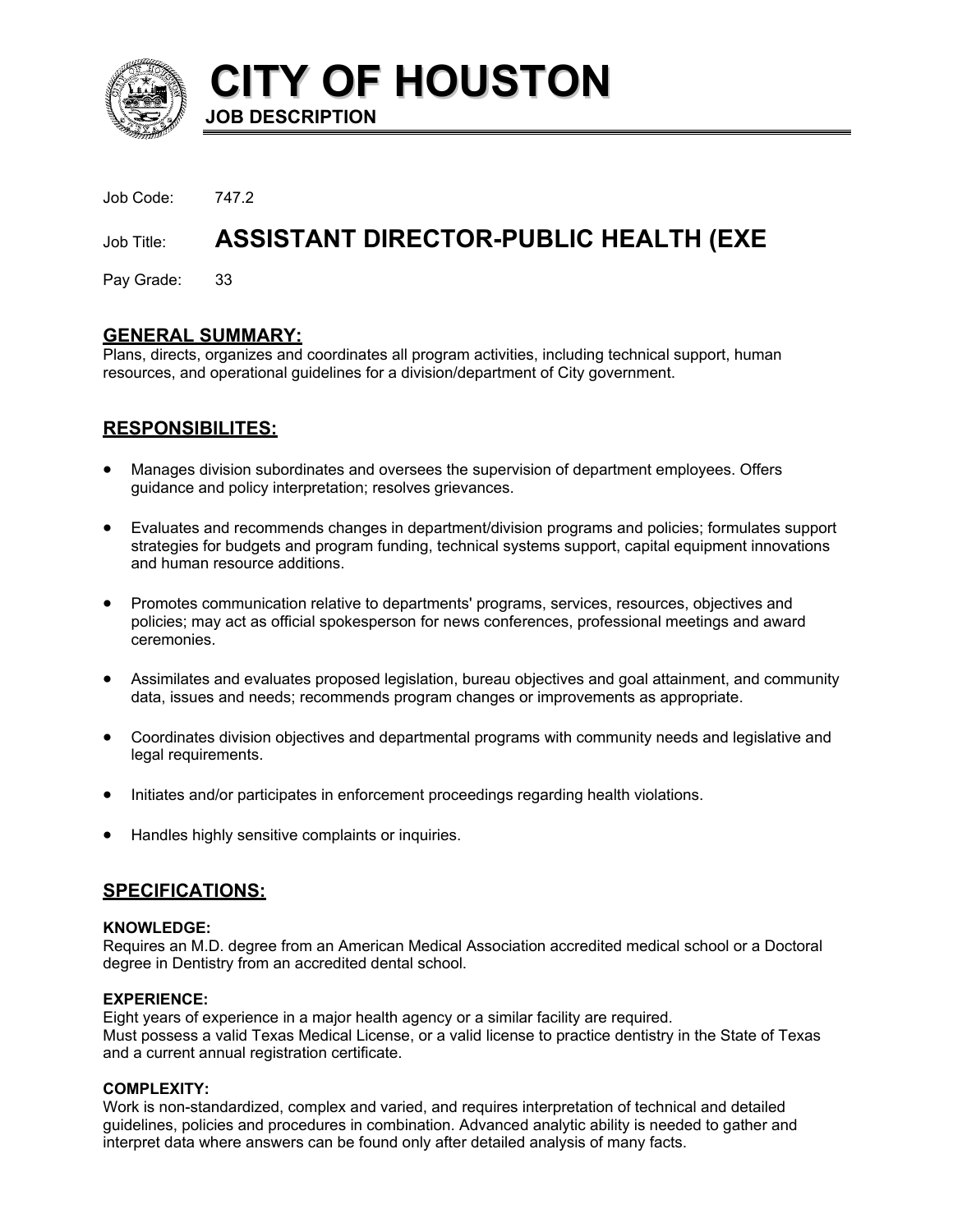# CITY OF HOUSTON

**JOB DESCRIPTION**

Job Code: 747.2

Job Title: **ASSISTANT DIRECTOR-PUBLIC HEALTH (EXE**

Pay Grade: 33

## GENERAL SUMMARY:

Plans, directs, organizes and coordinates all program activities, including technical support, human resources, and operational guidelines for a division/department of City government.

## RESPONSIBILITES:

- Manages division subordinates and oversees the supervision of department employees. Offers guidance and policy interpretation; resolves grievances.
- Evaluates and recommends changes in department/division programs and policies; formulates support strategies for budgets and program funding, technical systems support, capital equipment innovations and human resource additions.
- Promotes communication relative to departments' programs, services, resources, objectives and policies; may act as official spokesperson for news conferences, professional meetings and award ceremonies.
- Assimilates and evaluates proposed legislation, bureau objectives and goal attainment, and community data, issues and needs; recommends program changes or improvements as appropriate.
- Coordinates division objectives and departmental programs with community needs and legislative and legal requirements.
- Initiates and/or participates in enforcement proceedings regarding health violations.
- Handles highly sensitive complaints or inquiries.

## SPECIFICATIONS:

### KNOWLEDGE:

Requires an M.D. degree from an American Medical Association accredited medical school or a Doctoral degree in Dentistry from an accredited dental school.

### EXPERIENCE:

Eight years of experience in a major health agency or a similar facility are required.
Must possess a valid Texas Medical License, or a valid license to practice dentistry in the State of Texas and a current annual registration certificate.

### COMPLEXITY:

Work is non-standardized, complex and varied, and requires interpretation of technical and detailed guidelines, policies and procedures in combination. Advanced analytic ability is needed to gather and interpret data where answers can be found only after detailed analysis of many facts.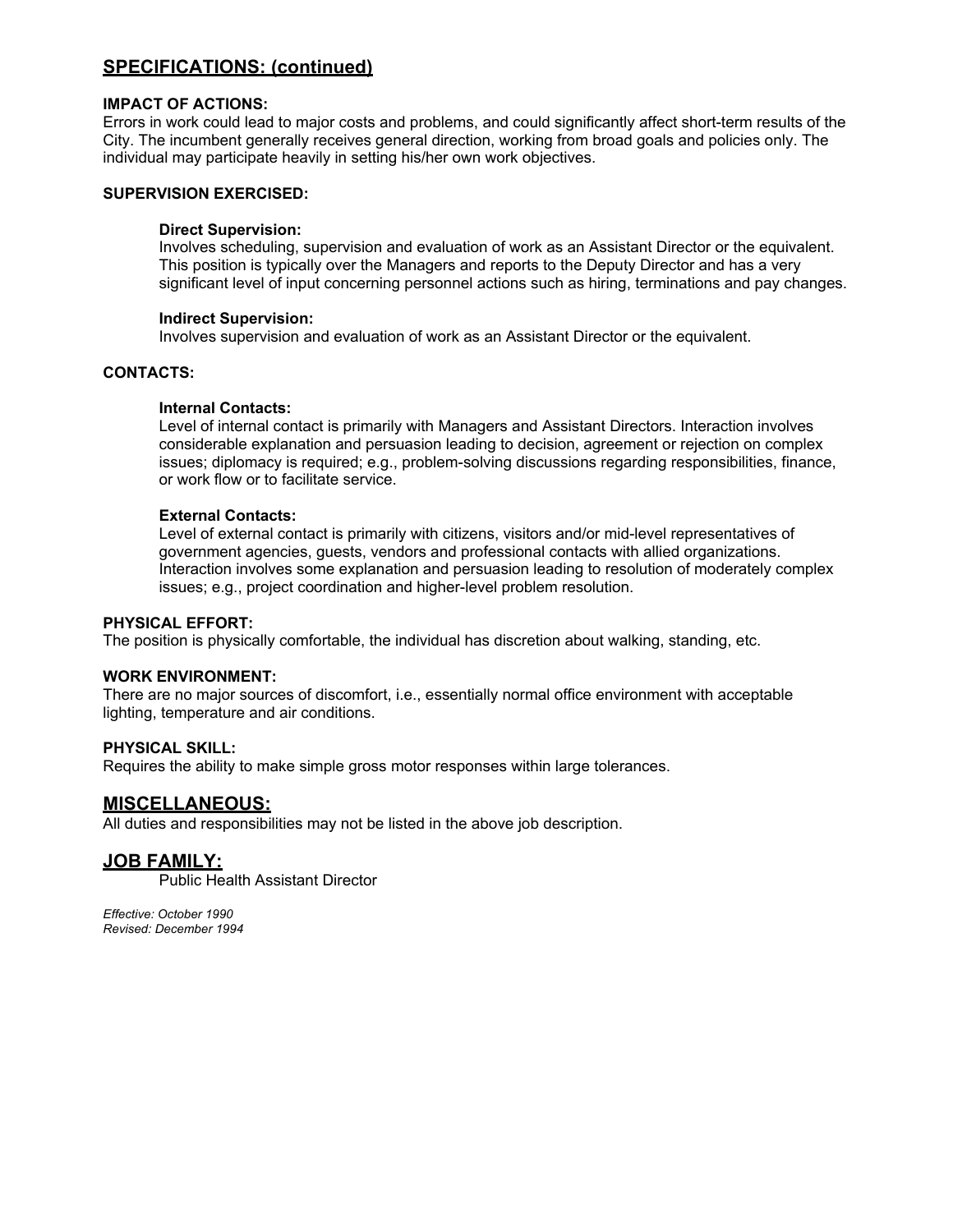## SPECIFICATIONS: (continued)

**IMPACT OF ACTIONS:**
Errors in work could lead to major costs and problems, and could significantly affect short-term results of the City. The incumbent generally receives general direction, working from broad goals and policies only. The individual may participate heavily in setting his/her own work objectives.

**SUPERVISION EXERCISED:**

**Direct Supervision:**
Involves scheduling, supervision and evaluation of work as an Assistant Director or the equivalent. This position is typically over the Managers and reports to the Deputy Director and has a very significant level of input concerning personnel actions such as hiring, terminations and pay changes.

**Indirect Supervision:**
Involves supervision and evaluation of work as an Assistant Director or the equivalent.

**CONTACTS:**

**Internal Contacts:**
Level of internal contact is primarily with Managers and Assistant Directors. Interaction involves considerable explanation and persuasion leading to decision, agreement or rejection on complex issues; diplomacy is required; e.g., problem-solving discussions regarding responsibilities, finance, or work flow or to facilitate service.

**External Contacts:**
Level of external contact is primarily with citizens, visitors and/or mid-level representatives of government agencies, guests, vendors and professional contacts with allied organizations. Interaction involves some explanation and persuasion leading to resolution of moderately complex issues; e.g., project coordination and higher-level problem resolution.

**PHYSICAL EFFORT:**
The position is physically comfortable, the individual has discretion about walking, standing, etc.

**WORK ENVIRONMENT:**
There are no major sources of discomfort, i.e., essentially normal office environment with acceptable lighting, temperature and air conditions.

**PHYSICAL SKILL:**
Requires the ability to make simple gross motor responses within large tolerances.

## MISCELLANEOUS:

All duties and responsibilities may not be listed in the above job description.

## JOB FAMILY:

Public Health Assistant Director

*Effective: October 1990*
*Revised: December 1994*